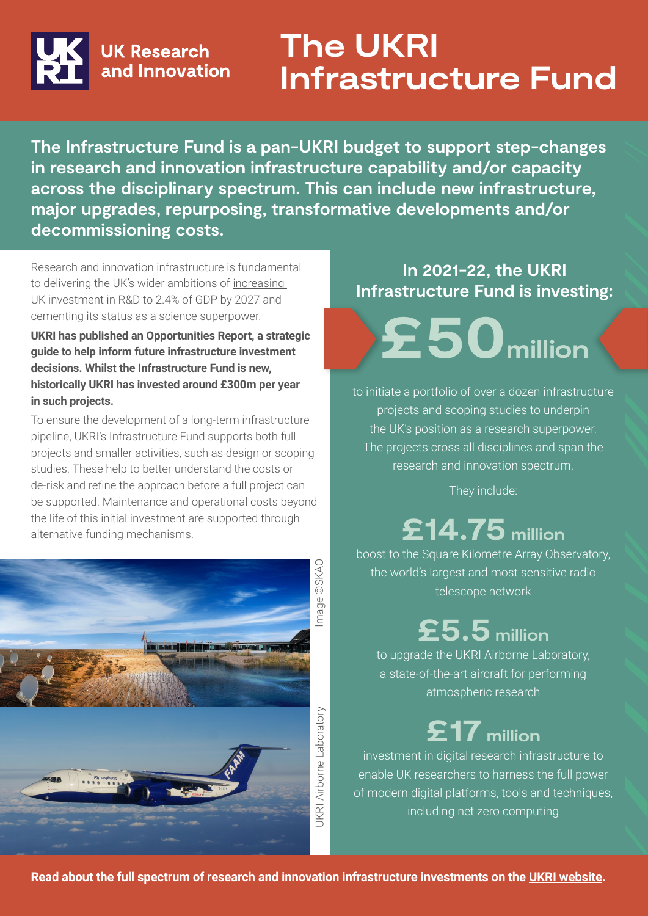UK Research and Innovation

# The UKRI Infrastructure Fund

**The Infrastructure Fund is a pan-UKRI budget to support step-changes in research and innovation infrastructure capability and/or capacity across the disciplinary spectrum. This can include new infrastructure, major upgrades, repurposing, transformative developments and/or decommissioning costs.**

Research and innovation infrastructure is fundamental to delivering the UK's wider ambitions of increasing UK investment in R&D to 2.4% of GDP by 2027 and cementing its status as a science superpower.

**UKRI has published an Opportunities Report, a strategic guide to help inform future infrastructure investment decisions. Whilst the Infrastructure Fund is new, historically UKRI has invested around £300m per year in such projects.**

To ensure the development of a long-term infrastructure pipeline, UKRI's Infrastructure Fund supports both full projects and smaller activities, such as design or scoping studies. These help to better understand the costs or de-risk and refine the approach before a full project can be supported. Maintenance and operational costs beyond the life of this initial investment are supported through alternative funding mechanisms.

Image ©SKAO

UKRI Airborne Laboratory

## In 2021-22, the UKRI Infrastructure Fund is investing:

# £50 million

to initiate a portfolio of over a dozen infrastructure projects and scoping studies to underpin the UK's position as a research superpower. The projects cross all disciplines and span the research and innovation spectrum.

They include:

## £14.75 million

boost to the Square Kilometre Array Observatory, the world's largest and most sensitive radio telescope network

## £5.5 million

to upgrade the UKRI Airborne Laboratory, a state-of-the-art aircraft for performing atmospheric research

## £17 million

investment in digital research infrastructure to enable UK researchers to harness the full power of modern digital platforms, tools and techniques, including net zero computing

**Read about the full spectrum of research and innovation infrastructure investments on the UKRI website.**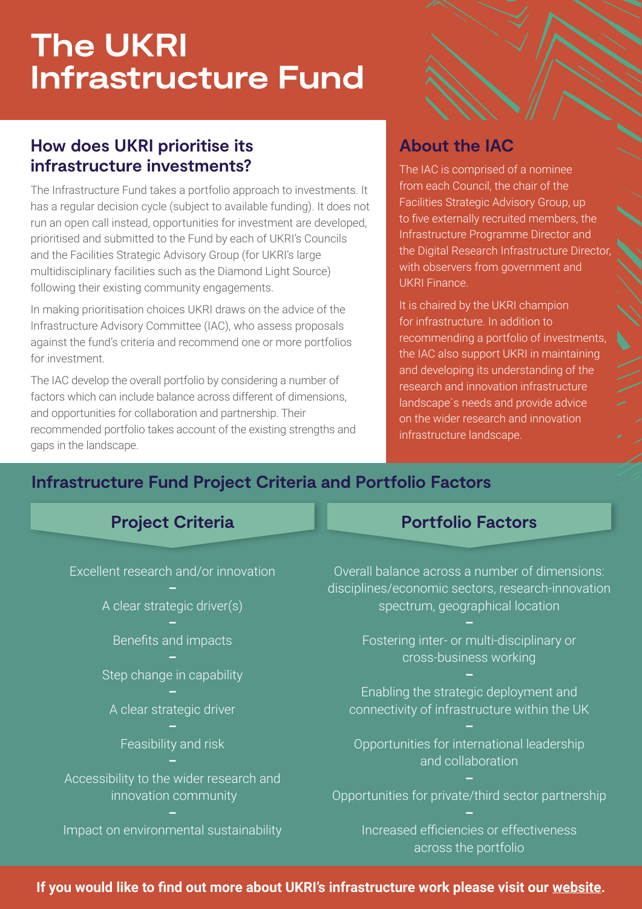# The UKRI Infrastructure Fund

## How does UKRI prioritise its infrastructure investments?

The Infrastructure Fund takes a portfolio approach to investments. It has a regular decision cycle (subject to available funding). It does not run an open call instead, opportunities for investment are developed, prioritised and submitted to the Fund by each of UKRI's Councils and the Facilities Strategic Advisory Group (for UKRI's large multidisciplinary facilities such as the Diamond Light Source) following their existing community engagements.

In making prioritisation choices UKRI draws on the advice of the Infrastructure Advisory Committee (IAC), who assess proposals against the fund's criteria and recommend one or more portfolios for investment.

The IAC develop the overall portfolio by considering a number of factors which can include balance across different of dimensions, and opportunities for collaboration and partnership. Their recommended portfolio takes account of the existing strengths and gaps in the landscape.

## About the IAC

The IAC is comprised of a nominee from each Council, the chair of the Facilities Strategic Advisory Group, up to five externally recruited members, the Infrastructure Programme Director and the Digital Research Infrastructure Director, with observers from government and UKRI Finance.

It is chaired by the UKRI champion for infrastructure. In addition to recommending a portfolio of investments, the IAC also support UKRI in maintaining and developing its understanding of the research and innovation infrastructure landscape`s needs and provide advice on the wider research and innovation infrastructure landscape.

## Infrastructure Fund Project Criteria and Portfolio Factors

### Project Criteria

- Excellent research and/or innovation
- A clear strategic driver(s)
- Benefits and impacts
- Step change in capability
- A clear strategic driver
- Feasibility and risk
- Accessibility to the wider research and innovation community
- Impact on environmental sustainability

### Portfolio Factors

- Overall balance across a number of dimensions: disciplines/economic sectors, research-innovation spectrum, geographical location
- Fostering inter- or multi-disciplinary or cross-business working
- Enabling the strategic deployment and connectivity of infrastructure within the UK
- Opportunities for international leadership and collaboration
- Opportunities for private/third sector partnership
- Increased efficiencies or effectiveness across the portfolio

**If you would like to find out more about UKRI's infrastructure work please visit our website.**